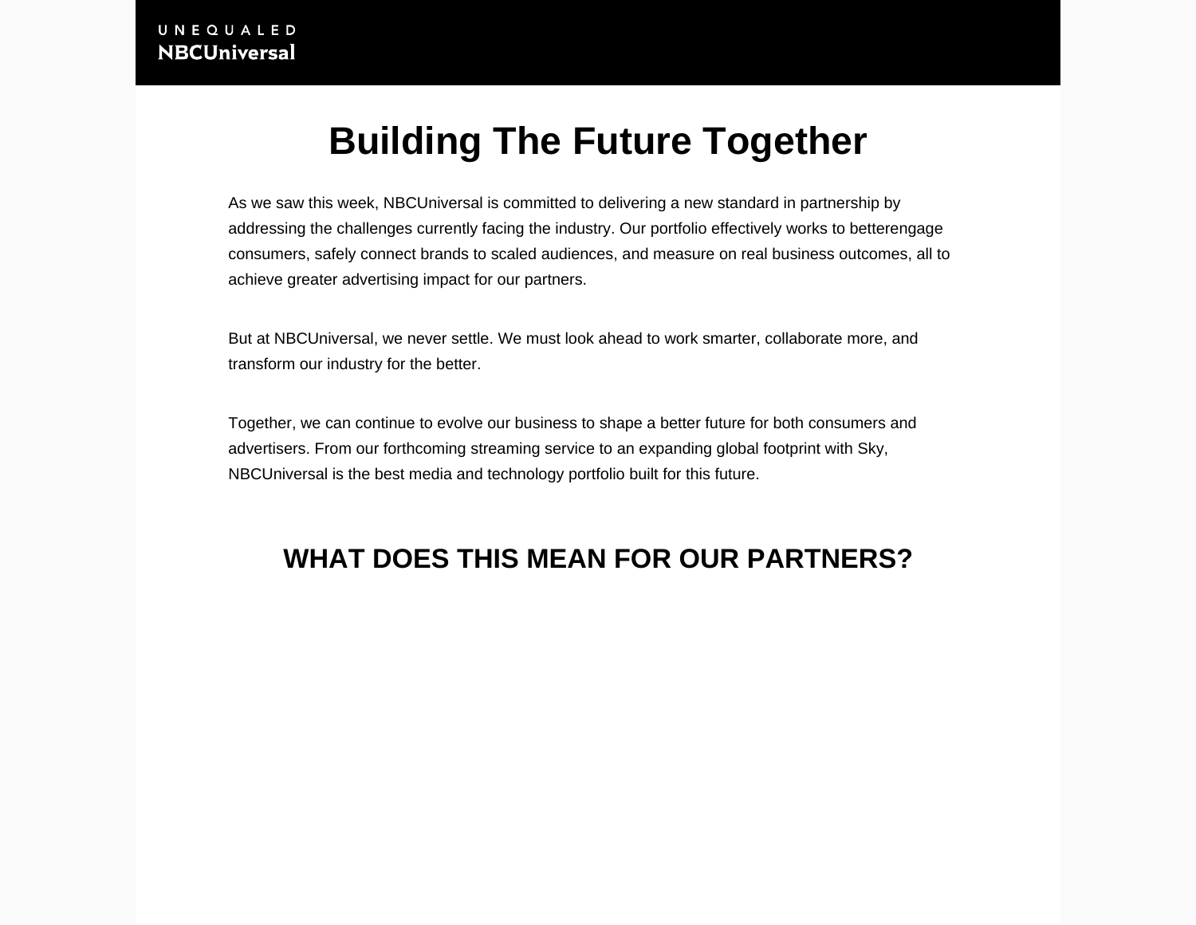UNEQUALED
NBCUniversal

# Building The Future Together

As we saw this week, NBCUniversal is committed to delivering a new standard in partnership by addressing the challenges currently facing the industry. Our portfolio effectively works to betterengage consumers, safely connect brands to scaled audiences, and measure on real business outcomes, all to achieve greater advertising impact for our partners.

But at NBCUniversal, we never settle. We must look ahead to work smarter, collaborate more, and transform our industry for the better.

Together, we can continue to evolve our business to shape a better future for both consumers and advertisers. From our forthcoming streaming service to an expanding global footprint with Sky, NBCUniversal is the best media and technology portfolio built for this future.

## WHAT DOES THIS MEAN FOR OUR PARTNERS?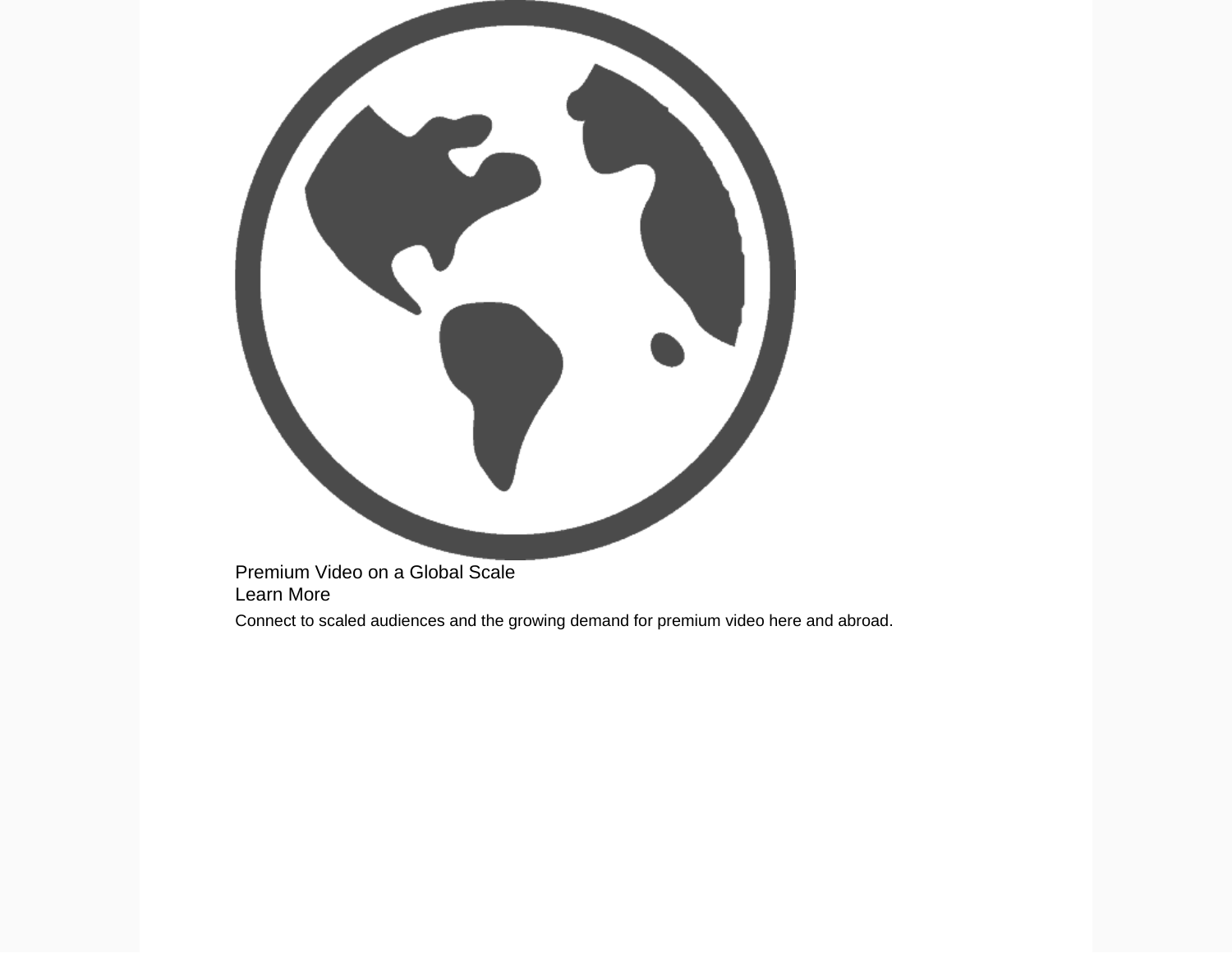Premium Video on a Global Scale

Learn More

Connect to scaled audiences and the growing demand for premium video here and abroad.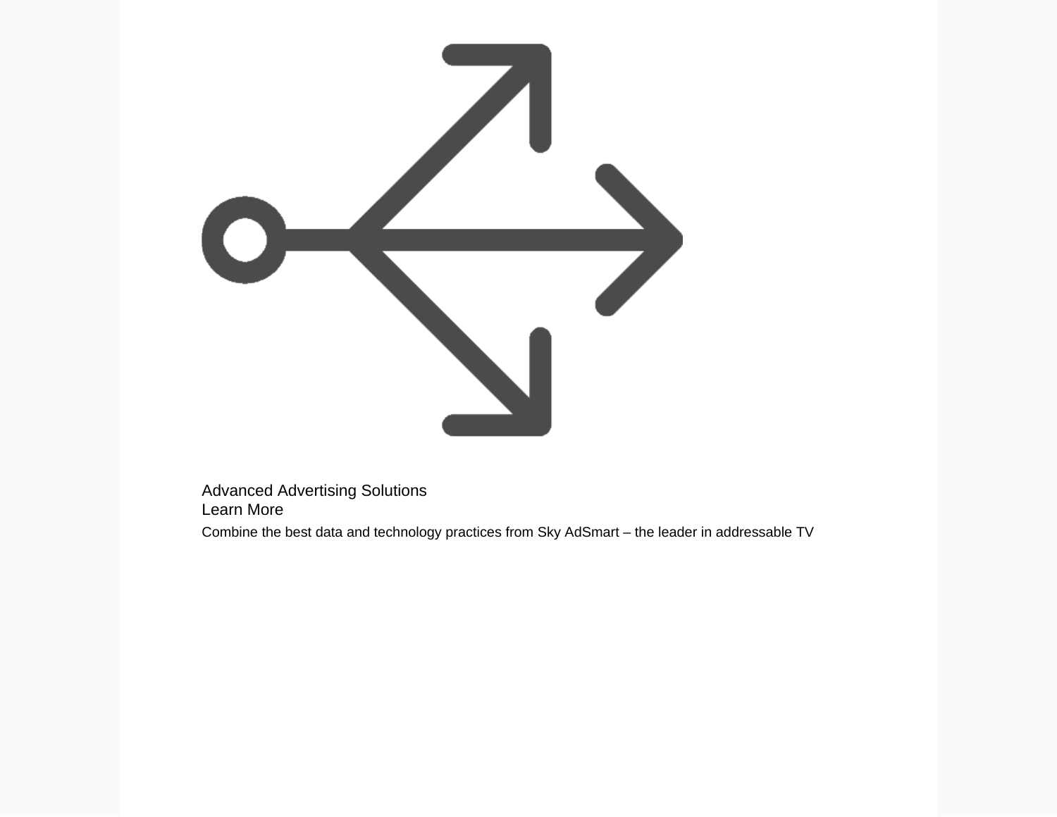Advanced Advertising Solutions

Learn More

Combine the best data and technology practices from Sky AdSmart – the leader in addressable TV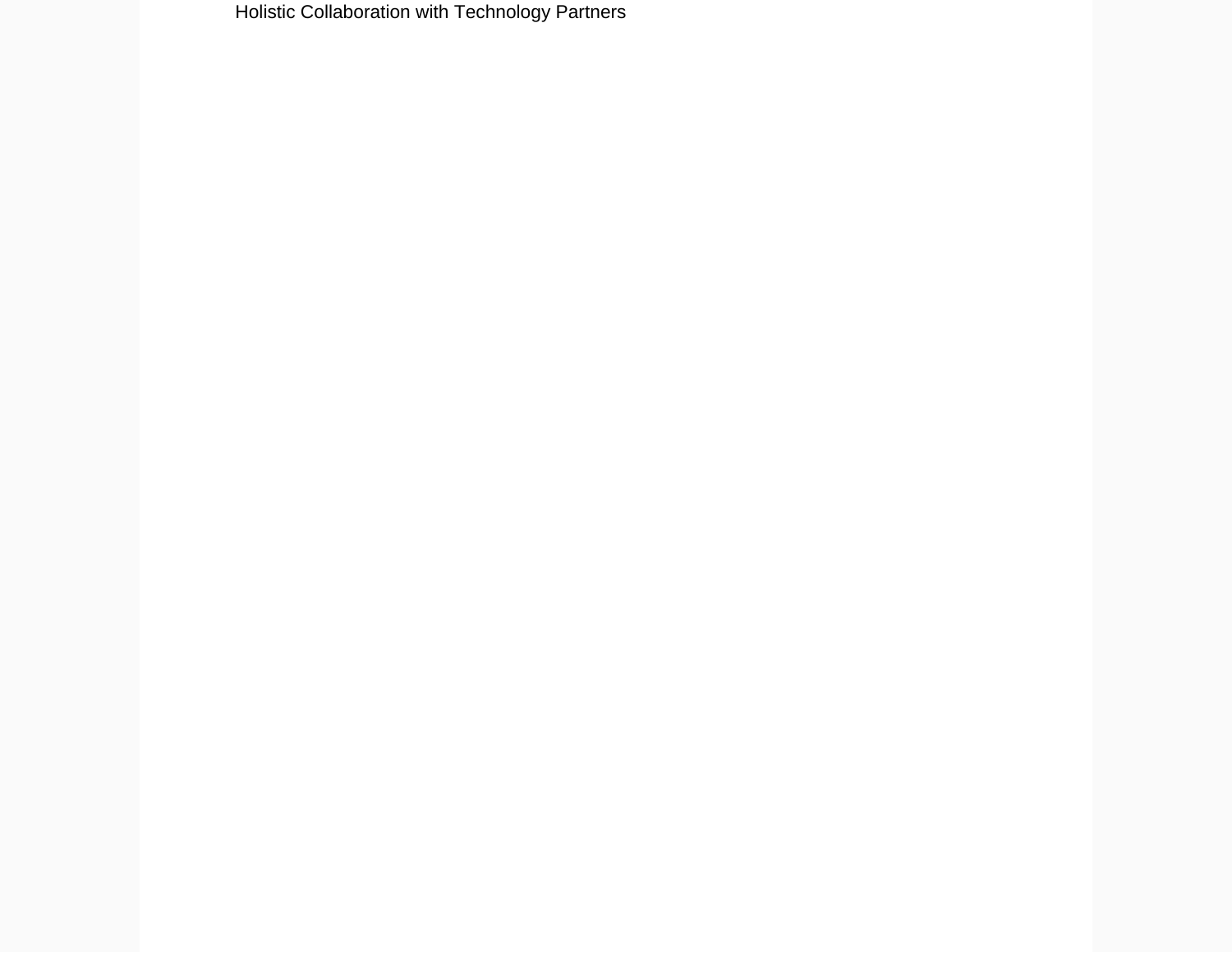Holistic Collaboration with Technology Partners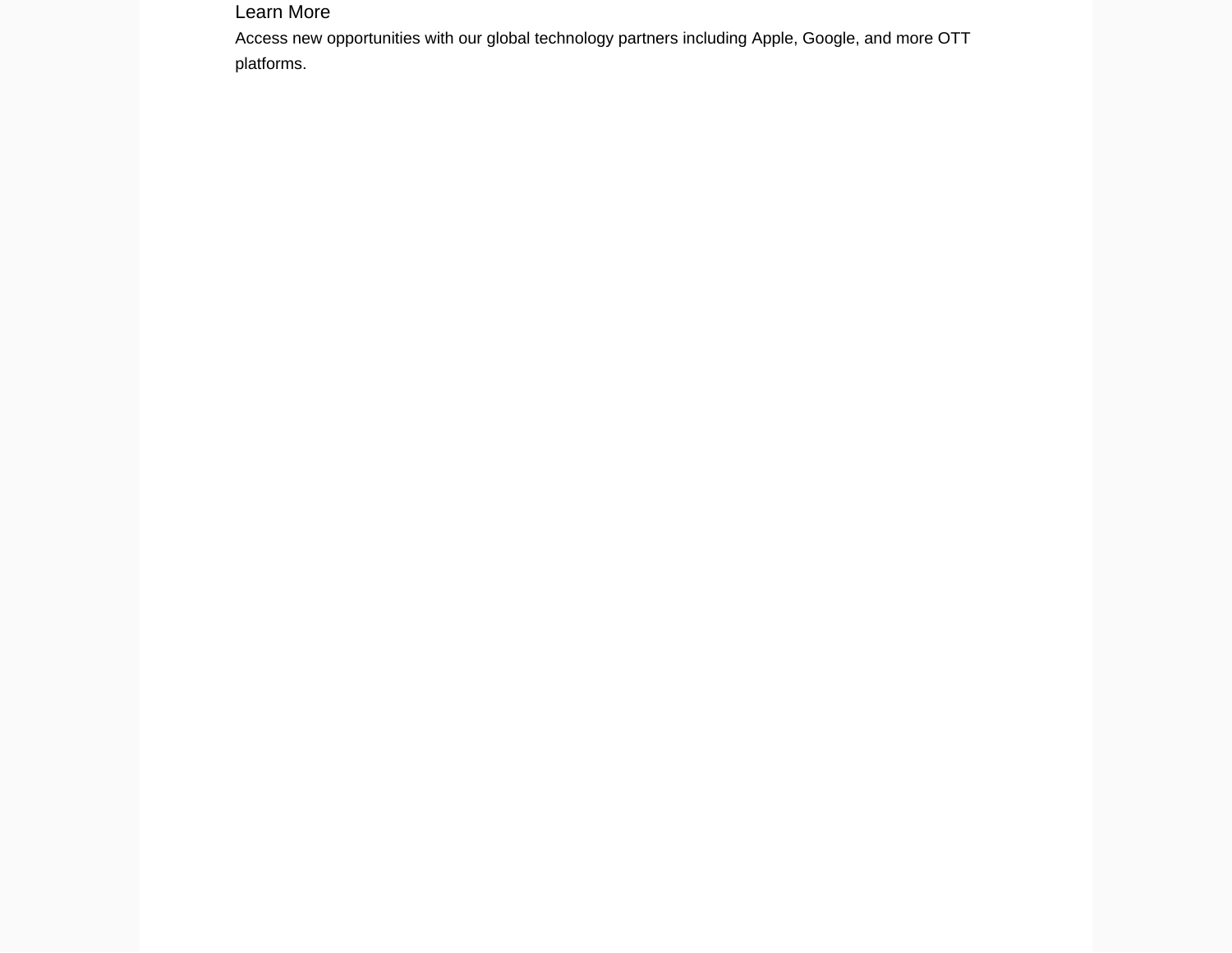Learn More

Access new opportunities with our global technology partners including Apple, Google, and more OTT platforms.